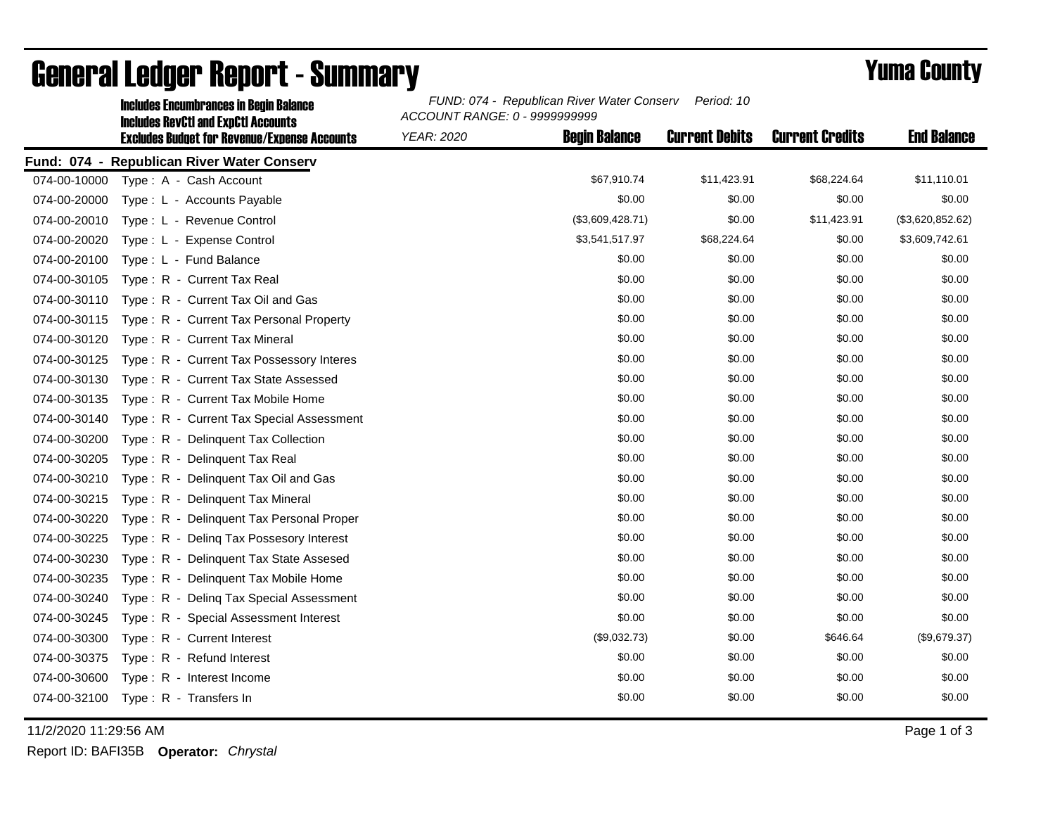# General Ledger Report - Summary

**Yuma County**

**Includes Encumbrances in Begin Balance**
**Includes RevCtl and ExpCtl Accounts**
**Excludes Budget for Revenue/Expense Accounts**

*FUND: 074 - Republican River Water Conserv  Period: 10*
*ACCOUNT RANGE: 0 - 9999999999*
*YEAR: 2020*

**Fund: 074 - Republican River Water Conserv**

| Account | Description | Begin Balance | Current Debits | Current Credits | End Balance |
|---|---|---|---|---|---|
| 074-00-10000 | Type : A - Cash Account | $67,910.74 | $11,423.91 | $68,224.64 | $11,110.01 |
| 074-00-20000 | Type : L - Accounts Payable | $0.00 | $0.00 | $0.00 | $0.00 |
| 074-00-20010 | Type : L - Revenue Control | ($3,609,428.71) | $0.00 | $11,423.91 | ($3,620,852.62) |
| 074-00-20020 | Type : L - Expense Control | $3,541,517.97 | $68,224.64 | $0.00 | $3,609,742.61 |
| 074-00-20100 | Type : L - Fund Balance | $0.00 | $0.00 | $0.00 | $0.00 |
| 074-00-30105 | Type : R - Current Tax Real | $0.00 | $0.00 | $0.00 | $0.00 |
| 074-00-30110 | Type : R - Current Tax Oil and Gas | $0.00 | $0.00 | $0.00 | $0.00 |
| 074-00-30115 | Type : R - Current Tax Personal Property | $0.00 | $0.00 | $0.00 | $0.00 |
| 074-00-30120 | Type : R - Current Tax Mineral | $0.00 | $0.00 | $0.00 | $0.00 |
| 074-00-30125 | Type : R - Current Tax Possessory Interes | $0.00 | $0.00 | $0.00 | $0.00 |
| 074-00-30130 | Type : R - Current Tax State Assessed | $0.00 | $0.00 | $0.00 | $0.00 |
| 074-00-30135 | Type : R - Current Tax Mobile Home | $0.00 | $0.00 | $0.00 | $0.00 |
| 074-00-30140 | Type : R - Current Tax Special Assessment | $0.00 | $0.00 | $0.00 | $0.00 |
| 074-00-30200 | Type : R - Delinquent Tax Collection | $0.00 | $0.00 | $0.00 | $0.00 |
| 074-00-30205 | Type : R - Delinquent Tax Real | $0.00 | $0.00 | $0.00 | $0.00 |
| 074-00-30210 | Type : R - Delinquent Tax Oil and Gas | $0.00 | $0.00 | $0.00 | $0.00 |
| 074-00-30215 | Type : R - Delinquent Tax Mineral | $0.00 | $0.00 | $0.00 | $0.00 |
| 074-00-30220 | Type : R - Delinquent Tax Personal Proper | $0.00 | $0.00 | $0.00 | $0.00 |
| 074-00-30225 | Type : R - Delinq Tax Possesory Interest | $0.00 | $0.00 | $0.00 | $0.00 |
| 074-00-30230 | Type : R - Delinquent Tax State Assesed | $0.00 | $0.00 | $0.00 | $0.00 |
| 074-00-30235 | Type : R - Delinquent Tax Mobile Home | $0.00 | $0.00 | $0.00 | $0.00 |
| 074-00-30240 | Type : R - Delinq Tax Special Assessment | $0.00 | $0.00 | $0.00 | $0.00 |
| 074-00-30245 | Type : R - Special Assessment Interest | $0.00 | $0.00 | $0.00 | $0.00 |
| 074-00-30300 | Type : R - Current Interest | ($9,032.73) | $0.00 | $646.64 | ($9,679.37) |
| 074-00-30375 | Type : R - Refund Interest | $0.00 | $0.00 | $0.00 | $0.00 |
| 074-00-30600 | Type : R - Interest Income | $0.00 | $0.00 | $0.00 | $0.00 |
| 074-00-32100 | Type : R - Transfers In | $0.00 | $0.00 | $0.00 | $0.00 |

11/2/2020 11:29:56 AM

Report ID: BAFI35B **Operator:** *Chrystal*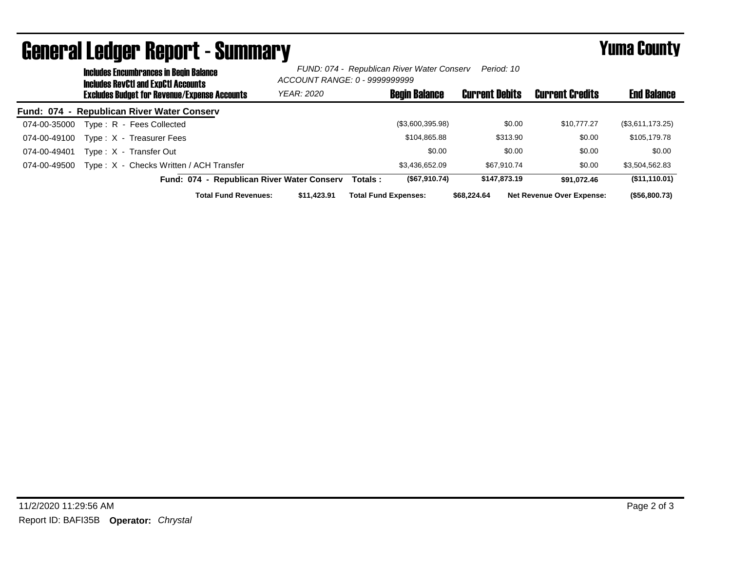# General Ledger Report - Summary

**Yuma County**

**Includes Encumbrances in Begin Balance**
**Includes RevCtl and ExpCtl Accounts**
**Excludes Budget for Revenue/Expense Accounts**

*FUND: 074 - Republican River Water Conserv* *Period: 10*
*ACCOUNT RANGE: 0 - 9999999999*
*YEAR: 2020*

**Fund: 074 - Republican River Water Conserv**

| Account | Description | Begin Balance | Current Debits | Current Credits | End Balance |
|---|---|---|---|---|---|
| 074-00-35000 | Type : R - Fees Collected | ($3,600,395.98) | $0.00 | $10,777.27 | ($3,611,173.25) |
| 074-00-49100 | Type : X - Treasurer Fees | $104,865.88 | $313.90 | $0.00 | $105,179.78 |
| 074-00-49401 | Type : X - Transfer Out | $0.00 | $0.00 | $0.00 | $0.00 |
| 074-00-49500 | Type : X - Checks Written / ACH Transfer | $3,436,652.09 | $67,910.74 | $0.00 | $3,504,562.83 |
| | **Fund: 074 - Republican River Water Conserv Totals :** | **($67,910.74)** | **$147,873.19** | **$91,072.46** | **($11,110.01)** |

**Total Fund Revenues:** $11,423.91 **Total Fund Expenses:** $68,224.64 **Net Revenue Over Expense:** ($56,800.73)

11/2/2020 11:29:56 AM

Report ID: BAFI35B **Operator:** *Chrystal*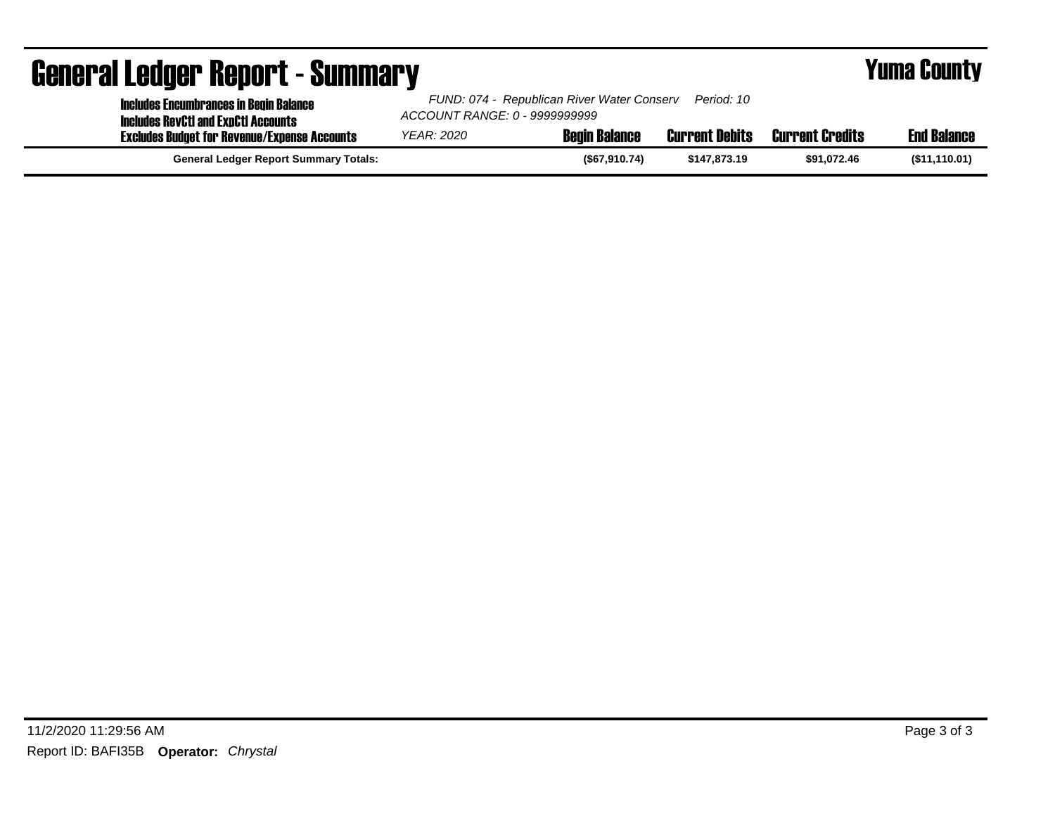# General Ledger Report - Summary

**Yuma County**

**Includes Encumbrances in Begin Balance**
**Includes RevCtl and ExpCtl Accounts**
**Excludes Budget for Revenue/Expense Accounts**

*FUND: 074 - Republican River Water Conserv* *Period: 10*
*ACCOUNT RANGE: 0 - 9999999999*
*YEAR: 2020*

| | Begin Balance | Current Debits | Current Credits | End Balance |
|---|---|---|---|---|
| **General Ledger Report Summary Totals:** | **($67,910.74)** | **$147,873.19** | **$91,072.46** | **($11,110.01)** |

11/2/2020 11:29:56 AM

Report ID: BAFI35B **Operator:** *Chrystal*